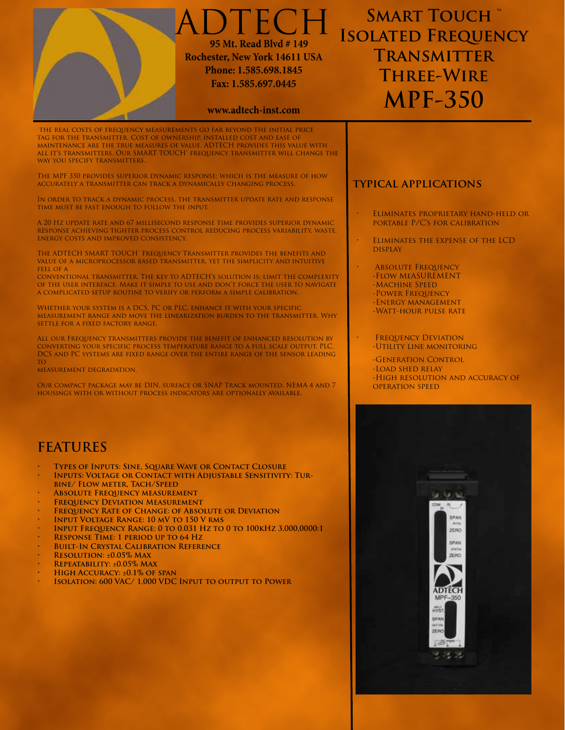# ADTECH

**95 Mt. Read Blvd # 149**
**Rochester, New York 14611 USA**
**Phone: 1.585.698.1845**
**Fax: 1.585.697.0445**

**www.adtech-inst.com**

# Smart Touch™ Isolated Frequency Transmitter Three-Wire MPF-350

The real costs of frequency measurements go far beyond the initial price tag for the transmitter. Cost of ownership, installed cost and ease of maintenance are the true measures of value. ADTECH provides this value with all it's transmitters. Our SMART TOUCH™ frequency transmitter will change the way you specify transmitters.

The MPF 350 provides superior dynamic response; which is the measure of how accurately a transmitter can track a dynamically changing process.

In order to track a dynamic process, the transmitter update rate and response time must be fast enough to follow the input.

A 20 Hz update rate and 67 millisecond response time provides superior dynamic response achieving tighter process control reducing process variability, waste, energy costs and improved consistency.

The ADTECH SMART TOUCH™ Frequency Transmitter provides the benefits and value of a microprocessor based transmitter, yet the simplicity and intuitive feel of a conventional transmitter. The key to ADTECH's solution is; limit the complexity of the user interface. Make it simple to use and don't force the user to navigate a complicated setup routine to verify or perform a simple calibration.

Whether your system is a DCS, PC or PLC, enhance it with your specific measurement range and move the linearization burden to the transmitter. Why settle for a fixed factory range.

All our Frequency transmitters provide the benefit of enhanced resolution by converting your specific process temperature range to a full scale output. PLC, DCS and PC systems are fixed range over the entire range of the sensor leading to measurement degradation.

Our compact package may be DIN, surface or SNAP Track mounted. NEMA 4 and 7 housings with or without process indicators are optionally available.

## FEATURES

- **Types of Inputs: Sine, Square Wave or Contact Closure**
- **Inputs: Voltage or Contact with Adjustable Sensitivity: Turbine/ Flow meter, Tach/Speed**
- **Absolute Frequency measurement**
- **Frequency Deviation Measurement**
- **Frequency Rate of Change: of Absolute or Deviation**
- **Input Voltage Range: 10 mV to 150 V rms**
- **Input Frequency Range: 0 to 0.031 Hz to 0 to 100kHz 3,000,0000:1**
- **Response Time: 1 period up to 64 Hz**
- **Built-In Crystal Calibration Reference**
- **Resolution: ±0.05% Max**
- **Repeatability: ±0.05% Max**
- **High Accuracy: ±0.1% of span**
- **Isolation: 600 VAC/ 1,000 VDC Input to output to Power**

## TYPICAL APPLICATIONS

- Eliminates proprietary hand-held or portable P/C's for calibration
- Eliminates the expense of the LCD display
- Absolute Frequency
  - -Flow Measurement
  - -Machine Speed
  - -Power Frequency
  - -Energy management
  - -Watt-hour pulse rate
- Frequency Deviation
  - -Utility line monitoring
  - -Generation Control
  - -Load shed relay
  - -High resolution and accuracy of operation speed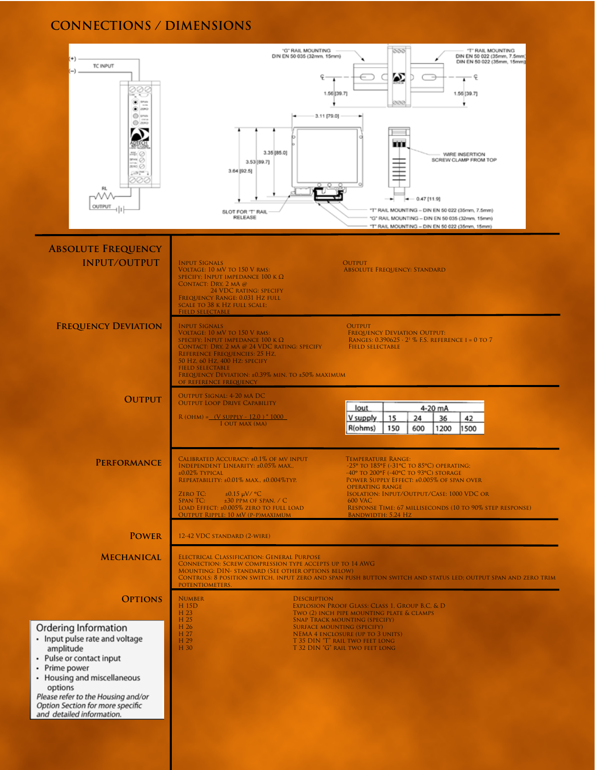# Connections / Dimensions

(+)
(–)
TC INPUT
RL
OUTPUT

"G" RAIL MOUNTING
DIN EN 50 035 (32mm, 15mm)

"T" RAIL MOUNTING
DIN EN 50 022 (35mm, 7.5mm)
DIN EN 50 022 (35mm, 15mm)

1.56 [39.7]
1.56 [39.7]
3.11 [79.0]
3.35 [85.0]
3.53 [89.7]
3.64 [92.5]

WIRE INSERTION
SCREW CLAMP FROM TOP

0.47 [11.9]

SLOT FOR "T" RAIL RELEASE

"T" RAIL MOUNTING – DIN EN 50 022 (35mm, 7.5mm)
"G" RAIL MOUNTING – DIN EN 50 035 (32mm, 15mm)
"T" RAIL MOUNTING – DIN EN 50 022 (35mm, 15mm)

## Absolute Frequency Input/Output

**Input Signals**
Voltage: 10 mV to 150 V rms:
specify: Input impedance 100 k Ω
Contact: Dry, 2 mA @ 24 VDC rating: specify
Frequency Range: 0.031 Hz full scale to 38 k Hz full scale:
field selectable

**Output**
Absolute Frequency: Standard

## Frequency Deviation

**Input Signals**
Voltage: 10 mV to 150 V rms:
specify: Input impedance 100 k Ω
Contact: Dry, 2 mA @ 24 VDC rating: specify
Reference Frequencies: 25 Hz, 50 Hz, 60 Hz, 400 Hz: specify
field selectable
Frequency Deviation: ±0.39% min. to ±50% maximum of reference frequency

**Output**
Frequency Deviation Output:
Ranges: $0.390625 \cdot 2^{I}$ % F.S. reference I = 0 to 7
Field selectable

## Output

Output Signal: 4-20 mA DC
Output Loop Drive Capability

$$R\ (\text{ohm}) = \frac{(\text{V supply} - 12.0) \times 1000}{\text{I out max (mA)}}$$

| Iout | 4-20 mA | | | |
|---|---|---|---|---|
| V supply | 15 | 24 | 36 | 42 |
| R(ohms) | 150 | 600 | 1200 | 1500 |

## Performance

Calibrated Accuracy: ±0.1% of mV input
Independent Linearity: ±0.05% max., ±0.02% typical
Repeatability: ±0.01% max., ±0.004%typ.

Zero TC: ±0.15 µV/ °C
Span TC: ±30 ppm of span. / C
Load Effect: ±0.005% zero to full load
Output Ripple: 10 mV (p-p)maximum

Temperature Range:
-25° to 185°F (-31°C to 85°C) operating;
-40° to 200°F (-40°C to 93°C) storage
Power Supply Effect: ±0.005% of span over operating range
Isolation: Input/Output/Case: 1000 VDC or 600 VAC
Response Time: 67 milliseconds (10 to 90% step response)
Bandwidth: 5.24 Hz

## Power

12-42 VDC standard (2-wire)

## Mechanical

Electrical Classification: General Purpose
Connection: Screw compression type accepts up to 14 AWG
Mounting: DIN- standard (see other options below)
Controls: 8 position switch, input zero and span push button switch and status LED; output span and zero trim potentiometers.

## Options

| Number | Description |
|---|---|
| H 15D | Explosion Proof Glass: Class 1, Group B,C, & D |
| H 23 | Two (2) inch pipe mounting plate & clamps |
| H 25 | Snap Track mounting (specify) |
| H 26 | Surface mounting (specify) |
| H 27 | NEMA 4 enclosure (up to 3 units) |
| H 29 | T 35 DIN "T" rail two feet long |
| H 30 | T 32 DIN "G" rail two feet long |

## Ordering Information

- Input pulse rate and voltage amplitude
- Pulse or contact input
- Prime power
- Housing and miscellaneous options

*Please refer to the Housing and/or Option Section for more specific and detailed information.*